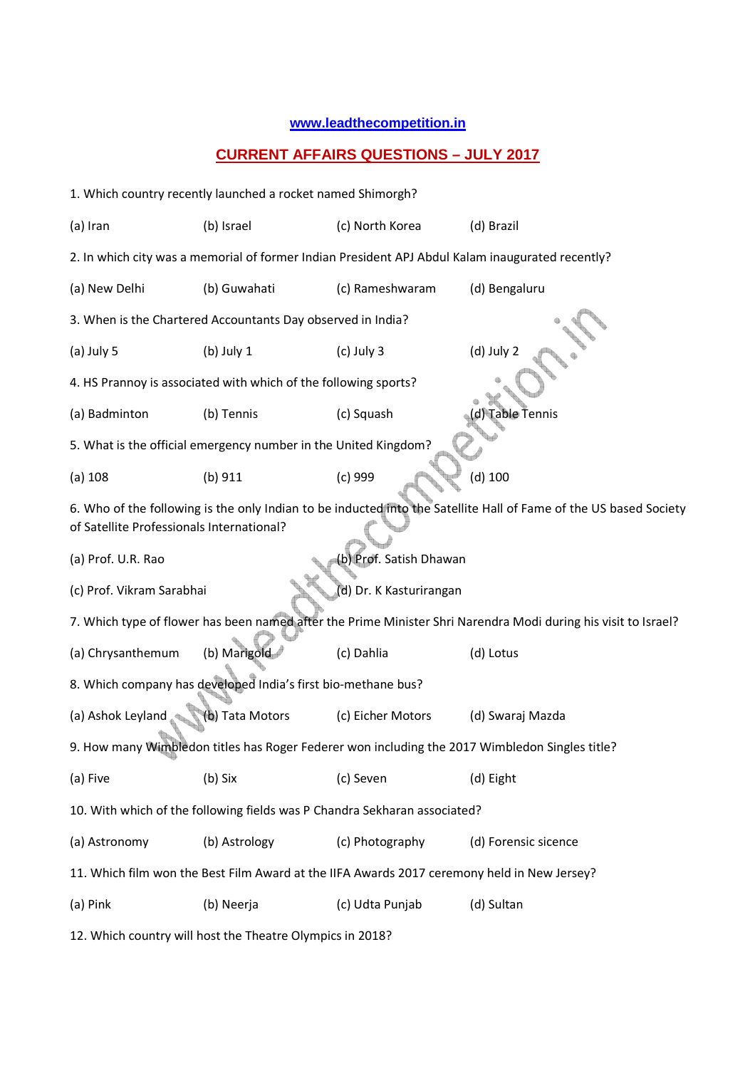**www.leadthecompetition.in**

## CURRENT AFFAIRS QUESTIONS – JULY 2017

1. Which country recently launched a rocket named Shimorgh?

(a) Iran (b) Israel (c) North Korea (d) Brazil

2. In which city was a memorial of former Indian President APJ Abdul Kalam inaugurated recently?

(a) New Delhi (b) Guwahati (c) Rameshwaram (d) Bengaluru

3. When is the Chartered Accountants Day observed in India?

(a) July 5 (b) July 1 (c) July 3 (d) July 2

4. HS Prannoy is associated with which of the following sports?

(a) Badminton (b) Tennis (c) Squash (d) Table Tennis

5. What is the official emergency number in the United Kingdom?

(a) 108 (b) 911 (c) 999 (d) 100

6. Who of the following is the only Indian to be inducted into the Satellite Hall of Fame of the US based Society of Satellite Professionals International?

(a) Prof. U.R. Rao (b) Prof. Satish Dhawan

(c) Prof. Vikram Sarabhai (d) Dr. K Kasturirangan

7. Which type of flower has been named after the Prime Minister Shri Narendra Modi during his visit to Israel?

(a) Chrysanthemum (b) Marigold (c) Dahlia (d) Lotus

8. Which company has developed India's first bio-methane bus?

(a) Ashok Leyland (b) Tata Motors (c) Eicher Motors (d) Swaraj Mazda

9. How many Wimbledon titles has Roger Federer won including the 2017 Wimbledon Singles title?

(a) Five (b) Six (c) Seven (d) Eight

10. With which of the following fields was P Chandra Sekharan associated?

(a) Astronomy (b) Astrology (c) Photography (d) Forensic sicence

11. Which film won the Best Film Award at the IIFA Awards 2017 ceremony held in New Jersey?

(a) Pink (b) Neerja (c) Udta Punjab (d) Sultan

12. Which country will host the Theatre Olympics in 2018?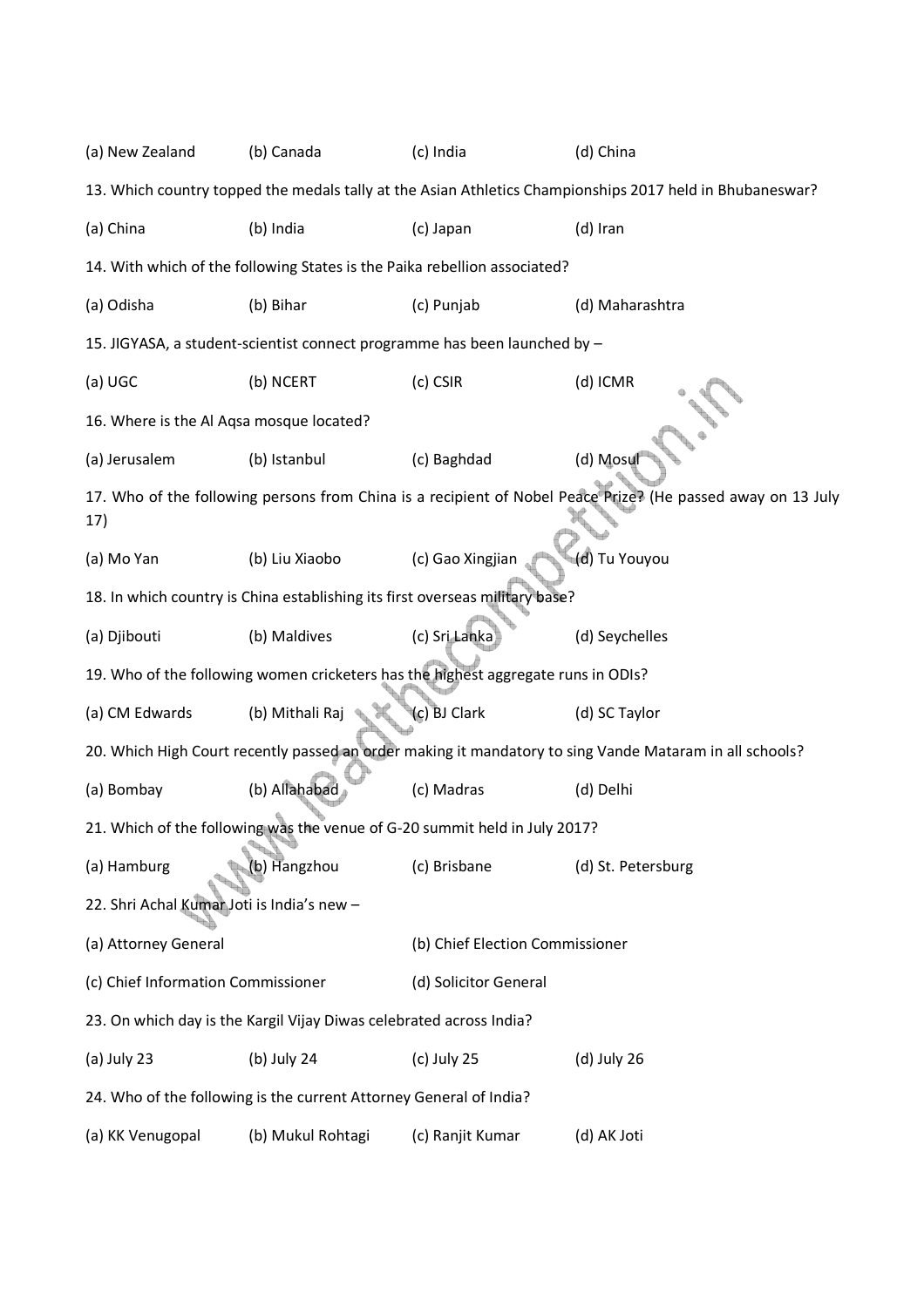(a) New Zealand (b) Canada (c) India (d) China

13. Which country topped the medals tally at the Asian Athletics Championships 2017 held in Bhubaneswar?

(a) China (b) India (c) Japan (d) Iran

14. With which of the following States is the Paika rebellion associated?

(a) Odisha (b) Bihar (c) Punjab (d) Maharashtra

15. JIGYASA, a student-scientist connect programme has been launched by –

(a) UGC (b) NCERT (c) CSIR (d) ICMR

16. Where is the Al Aqsa mosque located?

(a) Jerusalem (b) Istanbul (c) Baghdad (d) Mosul

17. Who of the following persons from China is a recipient of Nobel Peace Prize? (He passed away on 13 July 17)

(a) Mo Yan (b) Liu Xiaobo (c) Gao Xingjian (d) Tu Youyou

18. In which country is China establishing its first overseas military base?

(a) Djibouti (b) Maldives (c) Sri Lanka (d) Seychelles

19. Who of the following women cricketers has the highest aggregate runs in ODIs?

(a) CM Edwards (b) Mithali Raj (c) BJ Clark (d) SC Taylor

20. Which High Court recently passed an order making it mandatory to sing Vande Mataram in all schools?

(a) Bombay (b) Allahabad (c) Madras (d) Delhi

21. Which of the following was the venue of G-20 summit held in July 2017?

(a) Hamburg (b) Hangzhou (c) Brisbane (d) St. Petersburg

22. Shri Achal Kumar Joti is India's new –

(a) Attorney General (b) Chief Election Commissioner

(c) Chief Information Commissioner (d) Solicitor General

23. On which day is the Kargil Vijay Diwas celebrated across India?

(a) July 23 (b) July 24 (c) July 25 (d) July 26

24. Who of the following is the current Attorney General of India?

(a) KK Venugopal (b) Mukul Rohtagi (c) Ranjit Kumar (d) AK Joti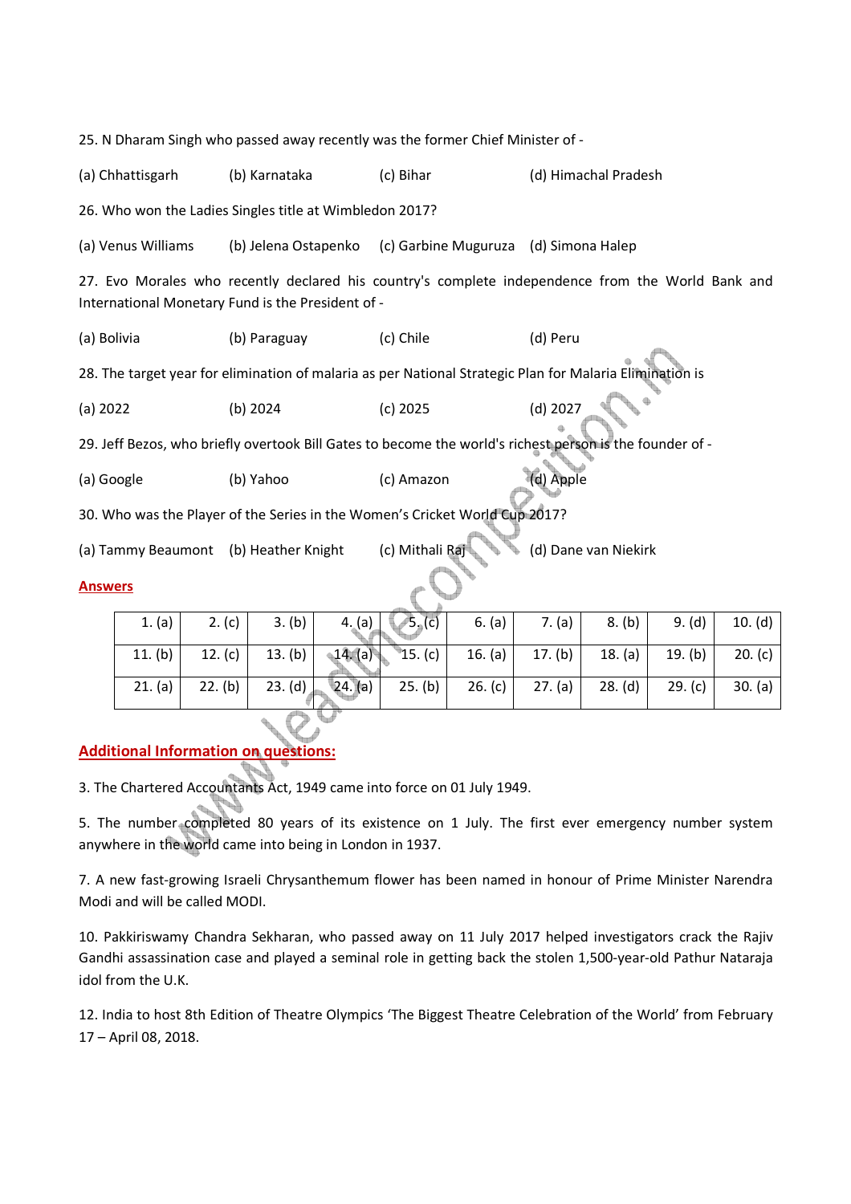25. N Dharam Singh who passed away recently was the former Chief Minister of -

(a) Chhattisgarh (b) Karnataka (c) Bihar (d) Himachal Pradesh

26. Who won the Ladies Singles title at Wimbledon 2017?

(a) Venus Williams (b) Jelena Ostapenko (c) Garbine Muguruza (d) Simona Halep

27. Evo Morales who recently declared his country's complete independence from the World Bank and International Monetary Fund is the President of -

(a) Bolivia (b) Paraguay (c) Chile (d) Peru

28. The target year for elimination of malaria as per National Strategic Plan for Malaria Elimination is

(a) 2022 (b) 2024 (c) 2025 (d) 2027

29. Jeff Bezos, who briefly overtook Bill Gates to become the world's richest person is the founder of -

(a) Google (b) Yahoo (c) Amazon (d) Apple

30. Who was the Player of the Series in the Women's Cricket World Cup 2017?

(a) Tammy Beaumont (b) Heather Knight (c) Mithali Raj (d) Dane van Niekirk

## Answers

| | | | | | | | | | |
|---|---|---|---|---|---|---|---|---|---|
| 1. (a) | 2. (c) | 3. (b) | 4. (a) | 5. (c) | 6. (a) | 7. (a) | 8. (b) | 9. (d) | 10. (d) |
| 11. (b) | 12. (c) | 13. (b) | 14. (a) | 15. (c) | 16. (a) | 17. (b) | 18. (a) | 19. (b) | 20. (c) |
| 21. (a) | 22. (b) | 23. (d) | 24. (a) | 25. (b) | 26. (c) | 27. (a) | 28. (d) | 29. (c) | 30. (a) |

## Additional Information on questions:

3. The Chartered Accountants Act, 1949 came into force on 01 July 1949.

5. The number completed 80 years of its existence on 1 July. The first ever emergency number system anywhere in the world came into being in London in 1937.

7. A new fast-growing Israeli Chrysanthemum flower has been named in honour of Prime Minister Narendra Modi and will be called MODI.

10. Pakkiriswamy Chandra Sekharan, who passed away on 11 July 2017 helped investigators crack the Rajiv Gandhi assassination case and played a seminal role in getting back the stolen 1,500-year-old Pathur Nataraja idol from the U.K.

12. India to host 8th Edition of Theatre Olympics 'The Biggest Theatre Celebration of the World' from February 17 – April 08, 2018.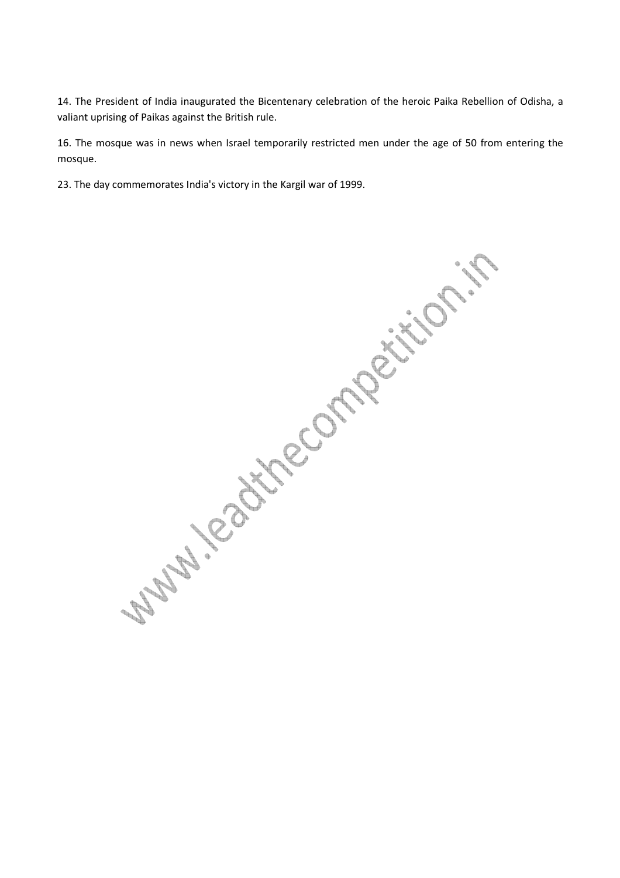14. The President of India inaugurated the Bicentenary celebration of the heroic Paika Rebellion of Odisha, a valiant uprising of Paikas against the British rule.

16. The mosque was in news when Israel temporarily restricted men under the age of 50 from entering the mosque.

23. The day commemorates India's victory in the Kargil war of 1999.